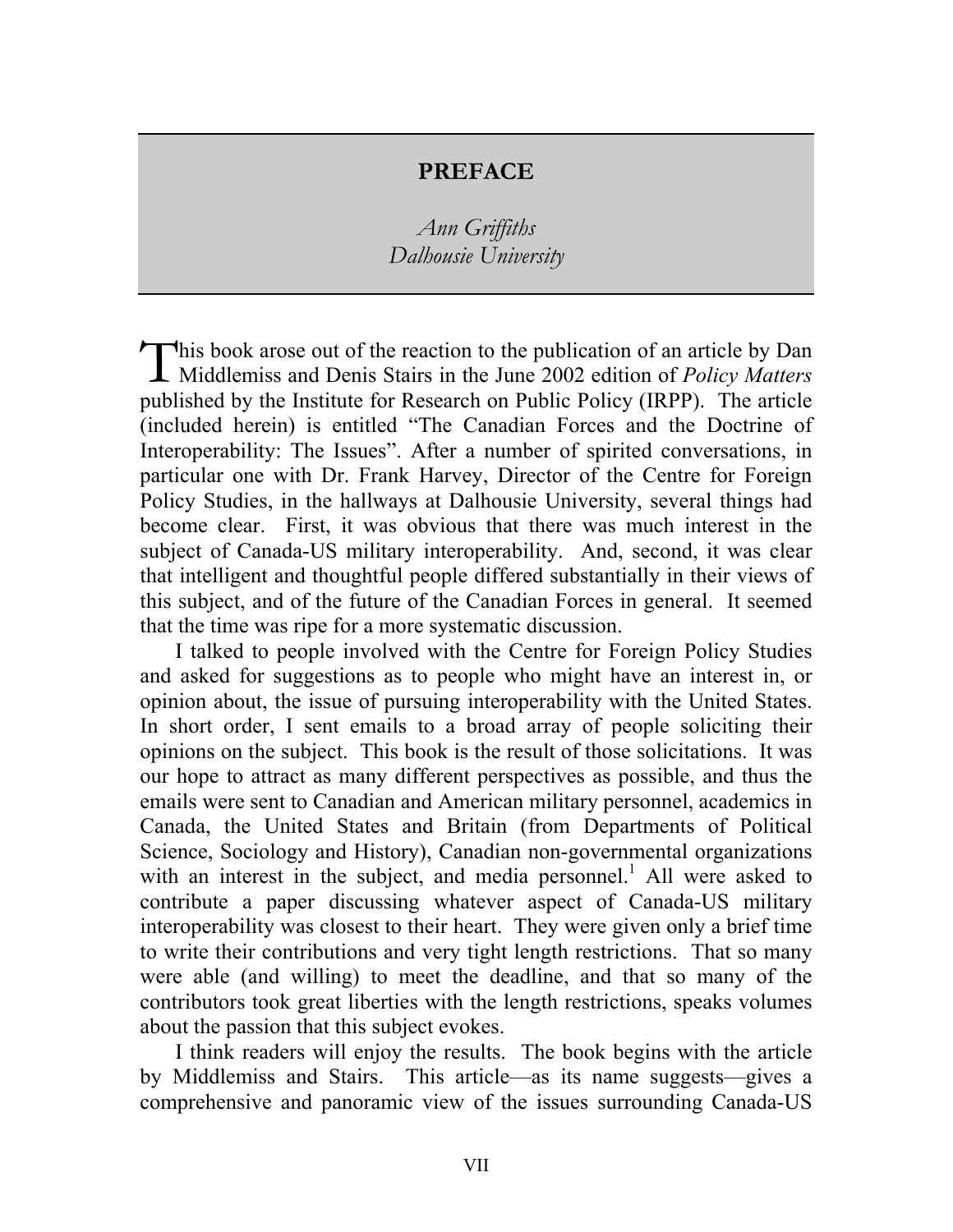# PREFACE

*Ann Griffiths*
*Dalhousie University*

This book arose out of the reaction to the publication of an article by Dan Middlemiss and Denis Stairs in the June 2002 edition of *Policy Matters* published by the Institute for Research on Public Policy (IRPP). The article (included herein) is entitled "The Canadian Forces and the Doctrine of Interoperability: The Issues". After a number of spirited conversations, in particular one with Dr. Frank Harvey, Director of the Centre for Foreign Policy Studies, in the hallways at Dalhousie University, several things had become clear. First, it was obvious that there was much interest in the subject of Canada-US military interoperability. And, second, it was clear that intelligent and thoughtful people differed substantially in their views of this subject, and of the future of the Canadian Forces in general. It seemed that the time was ripe for a more systematic discussion.

I talked to people involved with the Centre for Foreign Policy Studies and asked for suggestions as to people who might have an interest in, or opinion about, the issue of pursuing interoperability with the United States. In short order, I sent emails to a broad array of people soliciting their opinions on the subject. This book is the result of those solicitations. It was our hope to attract as many different perspectives as possible, and thus the emails were sent to Canadian and American military personnel, academics in Canada, the United States and Britain (from Departments of Political Science, Sociology and History), Canadian non-governmental organizations with an interest in the subject, and media personnel.[1] All were asked to contribute a paper discussing whatever aspect of Canada-US military interoperability was closest to their heart. They were given only a brief time to write their contributions and very tight length restrictions. That so many were able (and willing) to meet the deadline, and that so many of the contributors took great liberties with the length restrictions, speaks volumes about the passion that this subject evokes.

I think readers will enjoy the results. The book begins with the article by Middlemiss and Stairs. This article—as its name suggests—gives a comprehensive and panoramic view of the issues surrounding Canada-US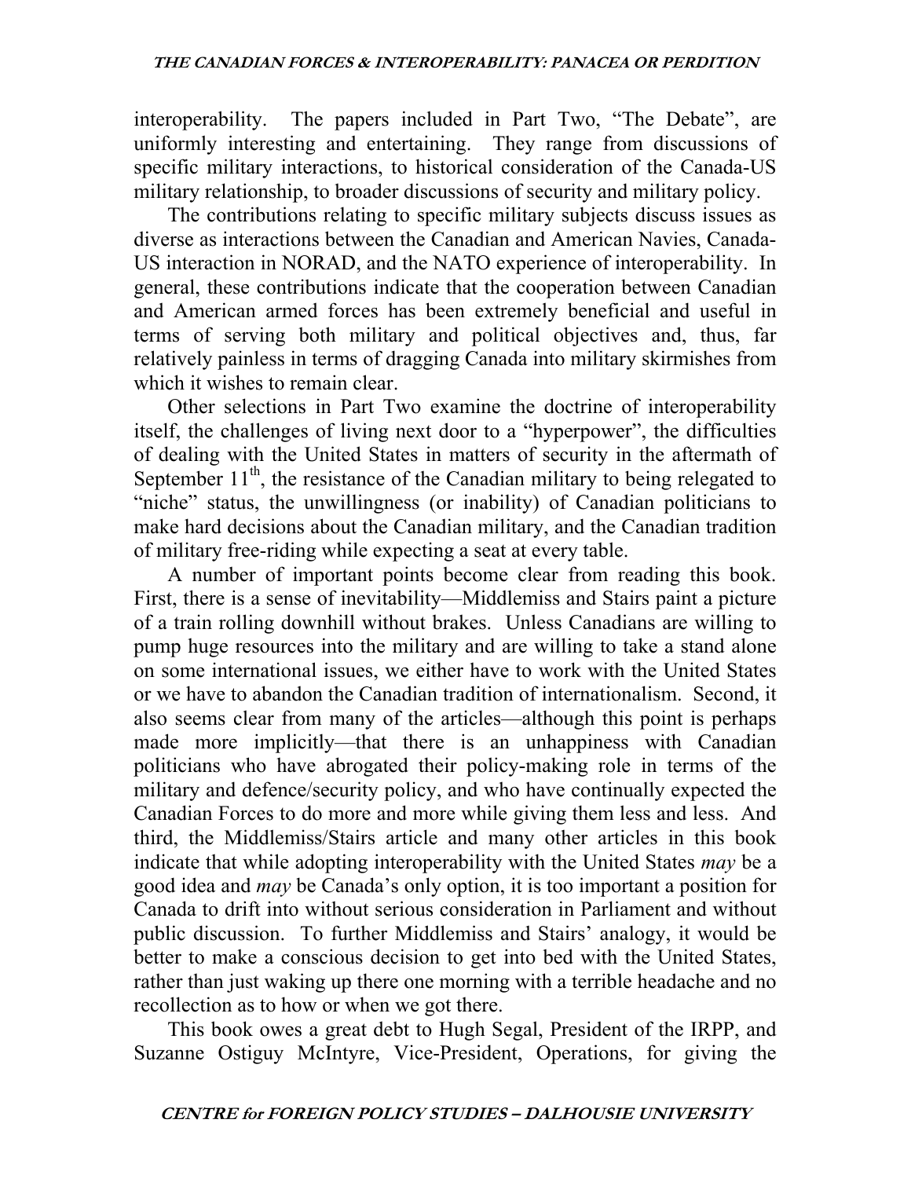interoperability. The papers included in Part Two, “The Debate”, are uniformly interesting and entertaining. They range from discussions of specific military interactions, to historical consideration of the Canada-US military relationship, to broader discussions of security and military policy.

The contributions relating to specific military subjects discuss issues as diverse as interactions between the Canadian and American Navies, Canada-US interaction in NORAD, and the NATO experience of interoperability. In general, these contributions indicate that the cooperation between Canadian and American armed forces has been extremely beneficial and useful in terms of serving both military and political objectives and, thus, far relatively painless in terms of dragging Canada into military skirmishes from which it wishes to remain clear.

Other selections in Part Two examine the doctrine of interoperability itself, the challenges of living next door to a “hyperpower”, the difficulties of dealing with the United States in matters of security in the aftermath of September 11th, the resistance of the Canadian military to being relegated to “niche” status, the unwillingness (or inability) of Canadian politicians to make hard decisions about the Canadian military, and the Canadian tradition of military free-riding while expecting a seat at every table.

A number of important points become clear from reading this book. First, there is a sense of inevitability—Middlemiss and Stairs paint a picture of a train rolling downhill without brakes. Unless Canadians are willing to pump huge resources into the military and are willing to take a stand alone on some international issues, we either have to work with the United States or we have to abandon the Canadian tradition of internationalism. Second, it also seems clear from many of the articles—although this point is perhaps made more implicitly—that there is an unhappiness with Canadian politicians who have abrogated their policy-making role in terms of the military and defence/security policy, and who have continually expected the Canadian Forces to do more and more while giving them less and less. And third, the Middlemiss/Stairs article and many other articles in this book indicate that while adopting interoperability with the United States *may* be a good idea and *may* be Canada’s only option, it is too important a position for Canada to drift into without serious consideration in Parliament and without public discussion. To further Middlemiss and Stairs’ analogy, it would be better to make a conscious decision to get into bed with the United States, rather than just waking up there one morning with a terrible headache and no recollection as to how or when we got there.

This book owes a great debt to Hugh Segal, President of the IRPP, and Suzanne Ostiguy McIntyre, Vice-President, Operations, for giving the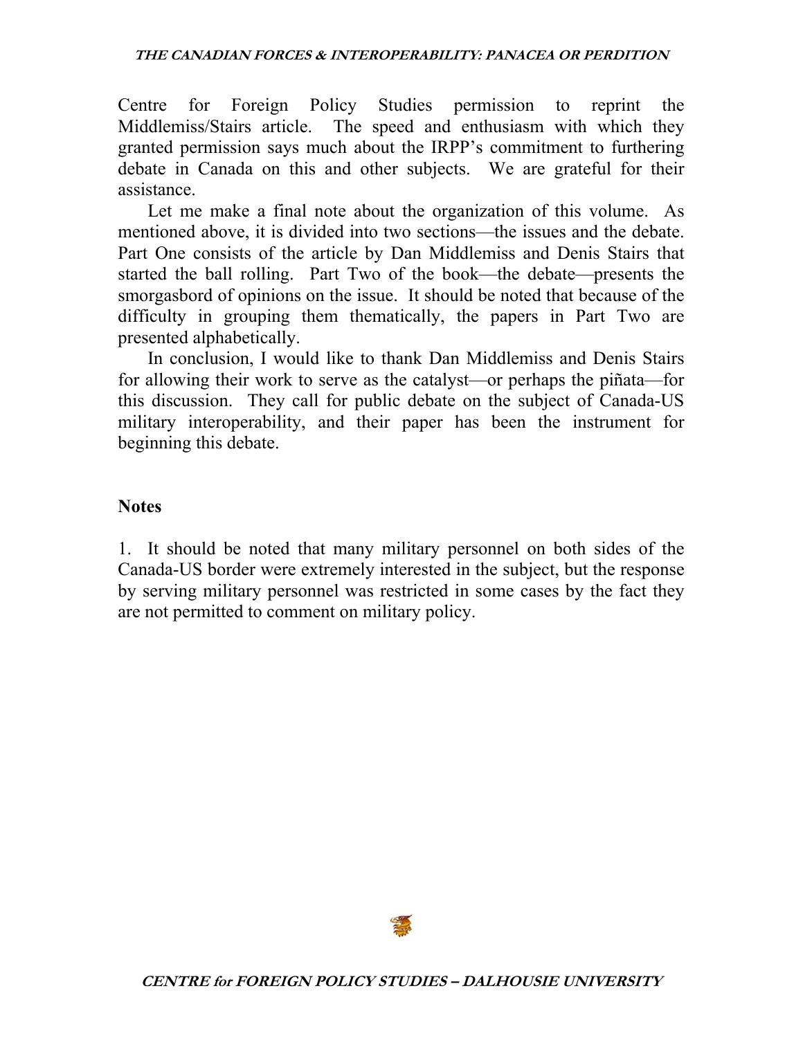Centre for Foreign Policy Studies permission to reprint the Middlemiss/Stairs article. The speed and enthusiasm with which they granted permission says much about the IRPP's commitment to furthering debate in Canada on this and other subjects. We are grateful for their assistance.

Let me make a final note about the organization of this volume. As mentioned above, it is divided into two sections—the issues and the debate. Part One consists of the article by Dan Middlemiss and Denis Stairs that started the ball rolling. Part Two of the book—the debate—presents the smorgasbord of opinions on the issue. It should be noted that because of the difficulty in grouping them thematically, the papers in Part Two are presented alphabetically.

In conclusion, I would like to thank Dan Middlemiss and Denis Stairs for allowing their work to serve as the catalyst—or perhaps the piñata—for this discussion. They call for public debate on the subject of Canada-US military interoperability, and their paper has been the instrument for beginning this debate.

## Notes

1. It should be noted that many military personnel on both sides of the Canada-US border were extremely interested in the subject, but the response by serving military personnel was restricted in some cases by the fact they are not permitted to comment on military policy.